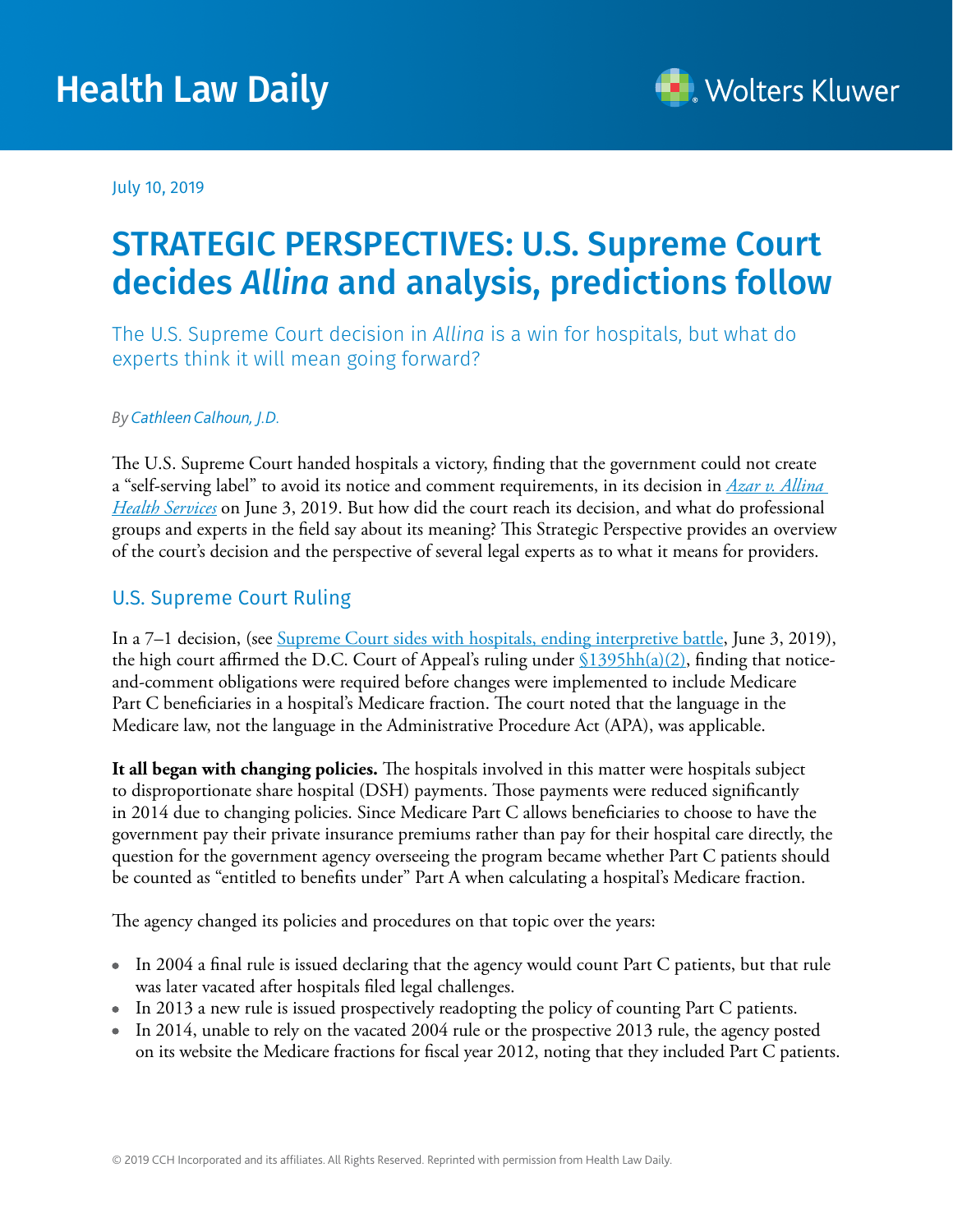Health Law Daily

July 10, 2019

# STRATEGIC PERSPECTIVES: U.S. Supreme Court decides *Allina* and analysis, predictions follow

The U.S. Supreme Court decision in *Allina* is a win for hospitals, but what do experts think it will mean going forward?

*By Cathleen Calhoun, J.D.*

The U.S. Supreme Court handed hospitals a victory, finding that the government could not create a "self-serving label" to avoid its notice and comment requirements, in its decision in *Azar v. Allina Health Services* on June 3, 2019. But how did the court reach its decision, and what do professional groups and experts in the field say about its meaning? This Strategic Perspective provides an overview of the court's decision and the perspective of several legal experts as to what it means for providers.

## U.S. Supreme Court Ruling

In a 7–1 decision, (see Supreme Court sides with hospitals, ending interpretive battle, June 3, 2019), the high court affirmed the D.C. Court of Appeal's ruling under §1395hh(a)(2), finding that notice-and-comment obligations were required before changes were implemented to include Medicare Part C beneficiaries in a hospital's Medicare fraction. The court noted that the language in the Medicare law, not the language in the Administrative Procedure Act (APA), was applicable.

**It all began with changing policies.** The hospitals involved in this matter were hospitals subject to disproportionate share hospital (DSH) payments. Those payments were reduced significantly in 2014 due to changing policies. Since Medicare Part C allows beneficiaries to choose to have the government pay their private insurance premiums rather than pay for their hospital care directly, the question for the government agency overseeing the program became whether Part C patients should be counted as "entitled to benefits under" Part A when calculating a hospital's Medicare fraction.

The agency changed its policies and procedures on that topic over the years:

- In 2004 a final rule is issued declaring that the agency would count Part C patients, but that rule was later vacated after hospitals filed legal challenges.
- In 2013 a new rule is issued prospectively readopting the policy of counting Part C patients.
- In 2014, unable to rely on the vacated 2004 rule or the prospective 2013 rule, the agency posted on its website the Medicare fractions for fiscal year 2012, noting that they included Part C patients.

© 2019 CCH Incorporated and its affiliates. All Rights Reserved. Reprinted with permission from Health Law Daily.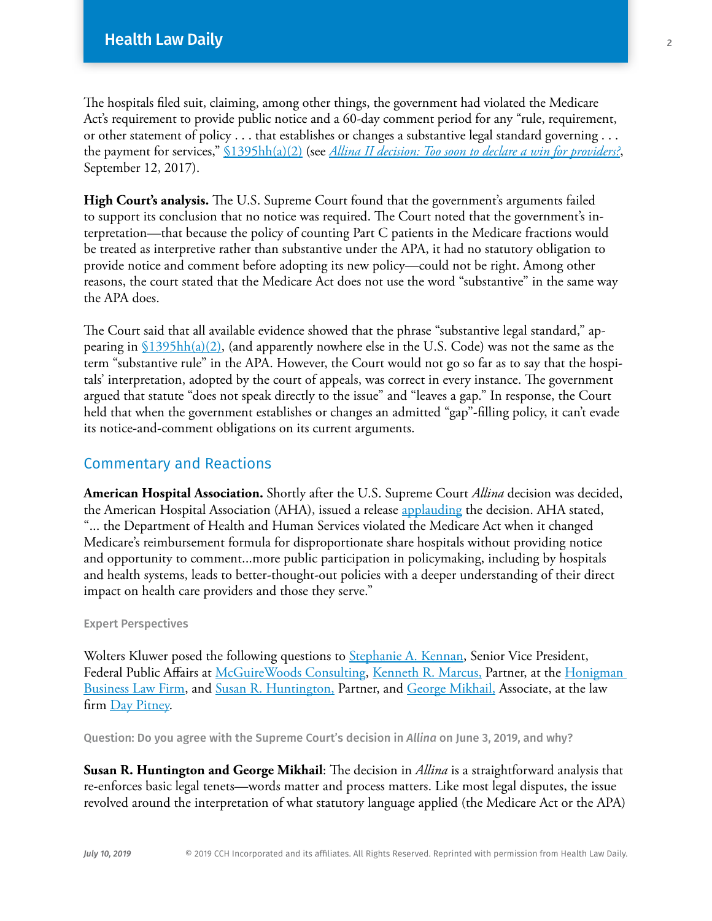The hospitals filed suit, claiming, among other things, the government had violated the Medicare Act's requirement to provide public notice and a 60-day comment period for any "rule, requirement, or other statement of policy . . . that establishes or changes a substantive legal standard governing . . . the payment for services," §1395hh(a)(2) (see *Allina II decision: Too soon to declare a win for providers?*, September 12, 2017).

**High Court's analysis.** The U.S. Supreme Court found that the government's arguments failed to support its conclusion that no notice was required. The Court noted that the government's interpretation—that because the policy of counting Part C patients in the Medicare fractions would be treated as interpretive rather than substantive under the APA, it had no statutory obligation to provide notice and comment before adopting its new policy—could not be right. Among other reasons, the court stated that the Medicare Act does not use the word "substantive" in the same way the APA does.

The Court said that all available evidence showed that the phrase "substantive legal standard," appearing in §1395hh(a)(2), (and apparently nowhere else in the U.S. Code) was not the same as the term "substantive rule" in the APA. However, the Court would not go so far as to say that the hospitals' interpretation, adopted by the court of appeals, was correct in every instance. The government argued that statute "does not speak directly to the issue" and "leaves a gap." In response, the Court held that when the government establishes or changes an admitted "gap"-filling policy, it can't evade its notice-and-comment obligations on its current arguments.

## Commentary and Reactions

**American Hospital Association.** Shortly after the U.S. Supreme Court *Allina* decision was decided, the American Hospital Association (AHA), issued a release applauding the decision. AHA stated, "... the Department of Health and Human Services violated the Medicare Act when it changed Medicare's reimbursement formula for disproportionate share hospitals without providing notice and opportunity to comment...more public participation in policymaking, including by hospitals and health systems, leads to better-thought-out policies with a deeper understanding of their direct impact on health care providers and those they serve."

### Expert Perspectives

Wolters Kluwer posed the following questions to Stephanie A. Kennan, Senior Vice President, Federal Public Affairs at McGuireWoods Consulting, Kenneth R. Marcus, Partner, at the Honigman Business Law Firm, and Susan R. Huntington, Partner, and George Mikhail, Associate, at the law firm Day Pitney.

#### Question: Do you agree with the Supreme Court's decision in *Allina* on June 3, 2019, and why?

**Susan R. Huntington and George Mikhail**: The decision in *Allina* is a straightforward analysis that re-enforces basic legal tenets—words matter and process matters. Like most legal disputes, the issue revolved around the interpretation of what statutory language applied (the Medicare Act or the APA)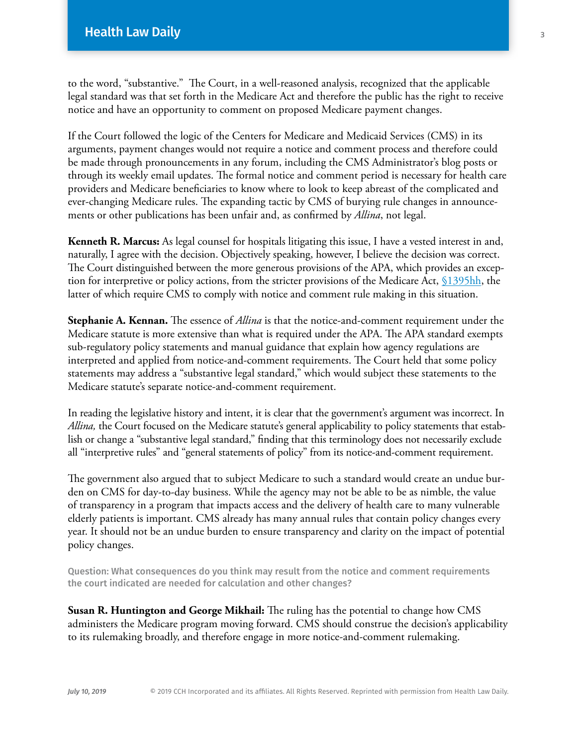to the word, "substantive." The Court, in a well-reasoned analysis, recognized that the applicable legal standard was that set forth in the Medicare Act and therefore the public has the right to receive notice and have an opportunity to comment on proposed Medicare payment changes.

If the Court followed the logic of the Centers for Medicare and Medicaid Services (CMS) in its arguments, payment changes would not require a notice and comment process and therefore could be made through pronouncements in any forum, including the CMS Administrator's blog posts or through its weekly email updates. The formal notice and comment period is necessary for health care providers and Medicare beneficiaries to know where to look to keep abreast of the complicated and ever-changing Medicare rules. The expanding tactic by CMS of burying rule changes in announcements or other publications has been unfair and, as confirmed by *Allina*, not legal.

**Kenneth R. Marcus:** As legal counsel for hospitals litigating this issue, I have a vested interest in and, naturally, I agree with the decision. Objectively speaking, however, I believe the decision was correct. The Court distinguished between the more generous provisions of the APA, which provides an exception for interpretive or policy actions, from the stricter provisions of the Medicare Act, [§1395hh](), the latter of which require CMS to comply with notice and comment rule making in this situation.

**Stephanie A. Kennan.** The essence of *Allina* is that the notice-and-comment requirement under the Medicare statute is more extensive than what is required under the APA. The APA standard exempts sub-regulatory policy statements and manual guidance that explain how agency regulations are interpreted and applied from notice-and-comment requirements. The Court held that some policy statements may address a "substantive legal standard," which would subject these statements to the Medicare statute's separate notice-and-comment requirement.

In reading the legislative history and intent, it is clear that the government's argument was incorrect. In *Allina,* the Court focused on the Medicare statute's general applicability to policy statements that establish or change a "substantive legal standard," finding that this terminology does not necessarily exclude all "interpretive rules" and "general statements of policy" from its notice-and-comment requirement.

The government also argued that to subject Medicare to such a standard would create an undue burden on CMS for day-to-day business. While the agency may not be able to be as nimble, the value of transparency in a program that impacts access and the delivery of health care to many vulnerable elderly patients is important. CMS already has many annual rules that contain policy changes every year. It should not be an undue burden to ensure transparency and clarity on the impact of potential policy changes.

**Question: What consequences do you think may result from the notice and comment requirements the court indicated are needed for calculation and other changes?**

**Susan R. Huntington and George Mikhail:** The ruling has the potential to change how CMS administers the Medicare program moving forward. CMS should construe the decision's applicability to its rulemaking broadly, and therefore engage in more notice-and-comment rulemaking.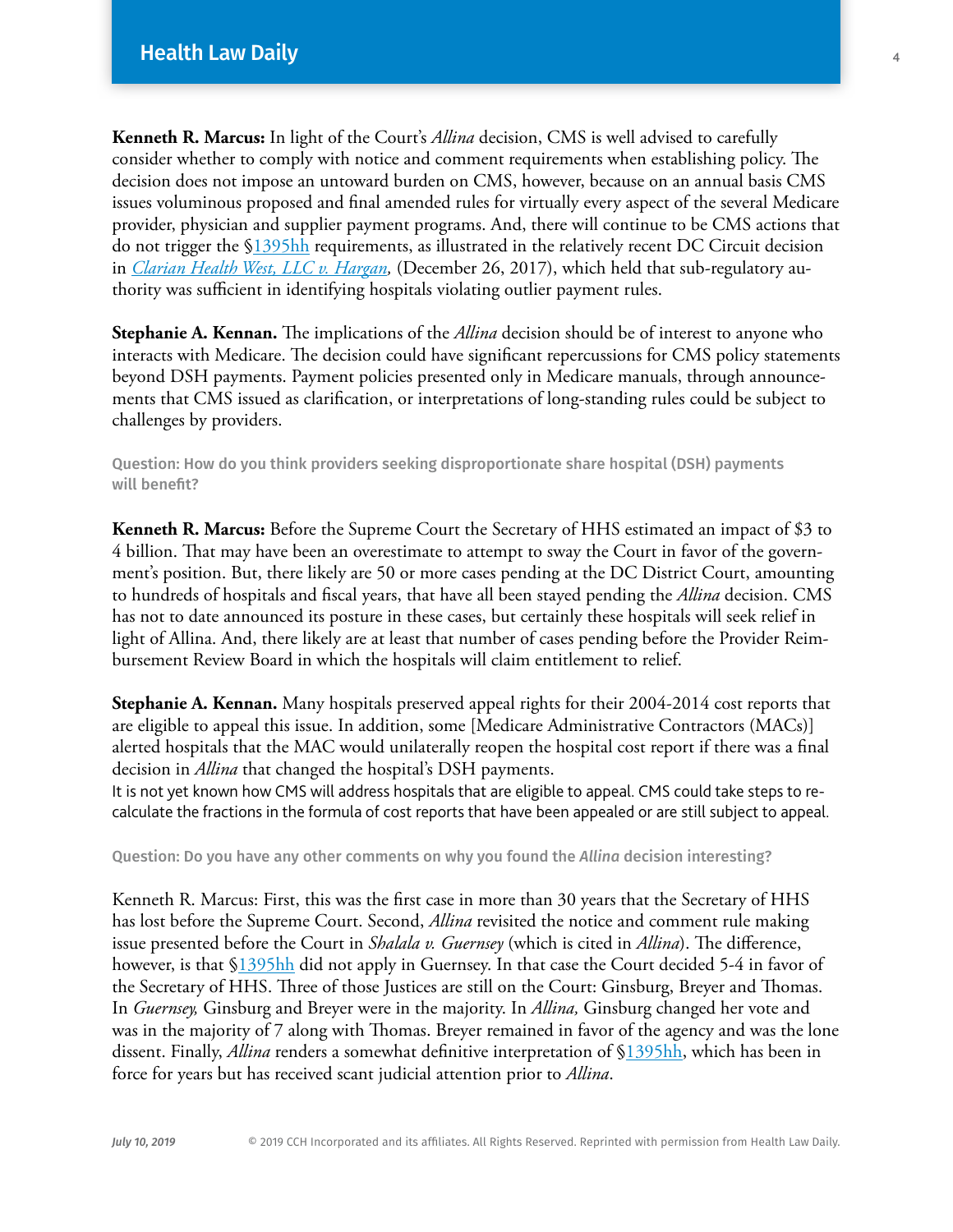**Kenneth R. Marcus:** In light of the Court's *Allina* decision, CMS is well advised to carefully consider whether to comply with notice and comment requirements when establishing policy. The decision does not impose an untoward burden on CMS, however, because on an annual basis CMS issues voluminous proposed and final amended rules for virtually every aspect of the several Medicare provider, physician and supplier payment programs. And, there will continue to be CMS actions that do not trigger the §1395hh requirements, as illustrated in the relatively recent DC Circuit decision in *Clarian Health West, LLC v. Hargan,* (December 26, 2017), which held that sub-regulatory authority was sufficient in identifying hospitals violating outlier payment rules.

**Stephanie A. Kennan.** The implications of the *Allina* decision should be of interest to anyone who interacts with Medicare. The decision could have significant repercussions for CMS policy statements beyond DSH payments. Payment policies presented only in Medicare manuals, through announcements that CMS issued as clarification, or interpretations of long-standing rules could be subject to challenges by providers.

**Question: How do you think providers seeking disproportionate share hospital (DSH) payments will benefit?**

**Kenneth R. Marcus:** Before the Supreme Court the Secretary of HHS estimated an impact of $3 to 4 billion. That may have been an overestimate to attempt to sway the Court in favor of the government's position. But, there likely are 50 or more cases pending at the DC District Court, amounting to hundreds of hospitals and fiscal years, that have all been stayed pending the *Allina* decision. CMS has not to date announced its posture in these cases, but certainly these hospitals will seek relief in light of Allina. And, there likely are at least that number of cases pending before the Provider Reimbursement Review Board in which the hospitals will claim entitlement to relief.

**Stephanie A. Kennan.** Many hospitals preserved appeal rights for their 2004-2014 cost reports that are eligible to appeal this issue. In addition, some [Medicare Administrative Contractors (MACs)] alerted hospitals that the MAC would unilaterally reopen the hospital cost report if there was a final decision in *Allina* that changed the hospital's DSH payments.
It is not yet known how CMS will address hospitals that are eligible to appeal. CMS could take steps to recalculate the fractions in the formula of cost reports that have been appealed or are still subject to appeal.

**Question: Do you have any other comments on why you found the *Allina* decision interesting?**

Kenneth R. Marcus: First, this was the first case in more than 30 years that the Secretary of HHS has lost before the Supreme Court. Second, *Allina* revisited the notice and comment rule making issue presented before the Court in *Shalala v. Guernsey* (which is cited in *Allina*). The difference, however, is that §1395hh did not apply in Guernsey. In that case the Court decided 5-4 in favor of the Secretary of HHS. Three of those Justices are still on the Court: Ginsburg, Breyer and Thomas. In *Guernsey,* Ginsburg and Breyer were in the majority. In *Allina,* Ginsburg changed her vote and was in the majority of 7 along with Thomas. Breyer remained in favor of the agency and was the lone dissent. Finally, *Allina* renders a somewhat definitive interpretation of §1395hh, which has been in force for years but has received scant judicial attention prior to *Allina*.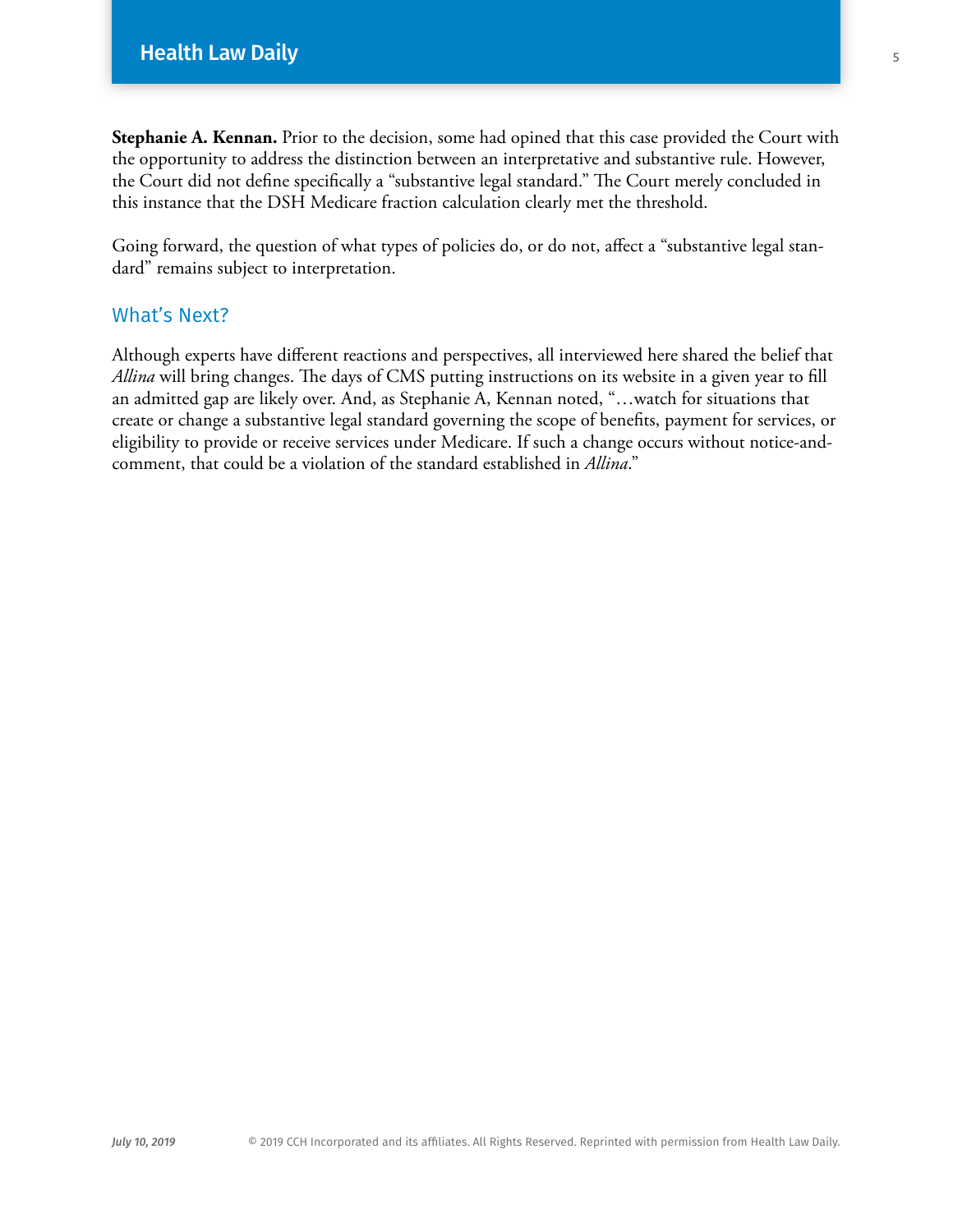**Stephanie A. Kennan.** Prior to the decision, some had opined that this case provided the Court with the opportunity to address the distinction between an interpretative and substantive rule. However, the Court did not define specifically a "substantive legal standard." The Court merely concluded in this instance that the DSH Medicare fraction calculation clearly met the threshold.

Going forward, the question of what types of policies do, or do not, affect a "substantive legal standard" remains subject to interpretation.

## What's Next?

Although experts have different reactions and perspectives, all interviewed here shared the belief that *Allina* will bring changes. The days of CMS putting instructions on its website in a given year to fill an admitted gap are likely over. And, as Stephanie A, Kennan noted, "…watch for situations that create or change a substantive legal standard governing the scope of benefits, payment for services, or eligibility to provide or receive services under Medicare. If such a change occurs without notice-and-comment, that could be a violation of the standard established in *Allina*."